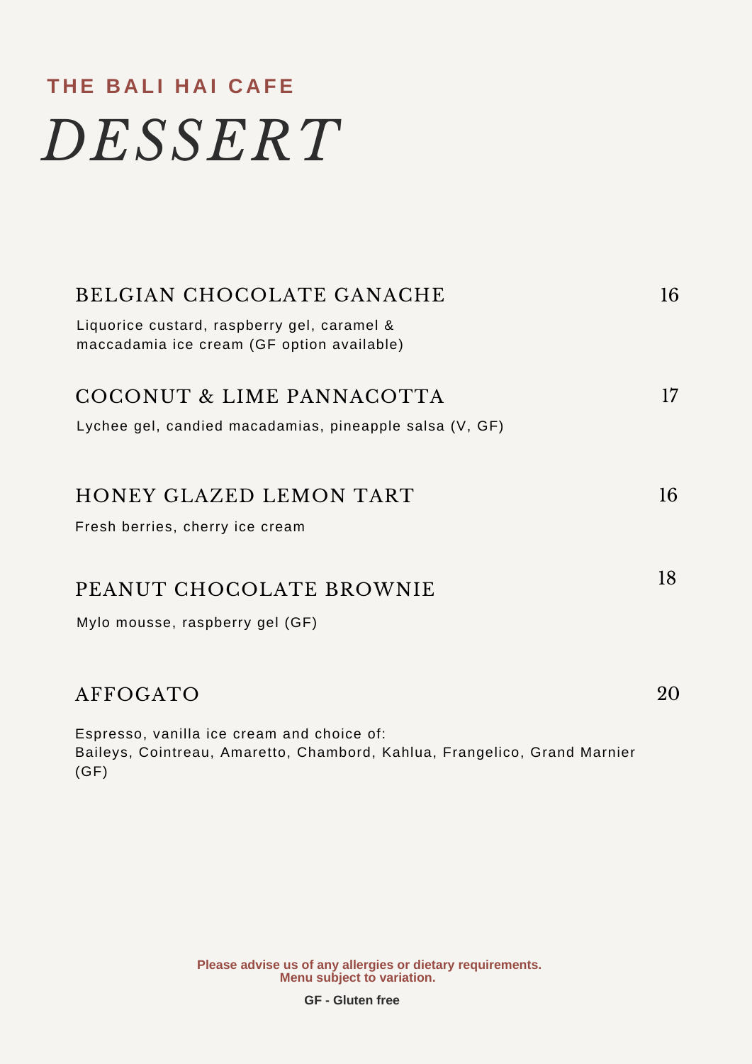**THE BALI HAI CAFE**

# *DESSERT*

## BELGIAN CHOCOLATE GANACHE — 16

Liquorice custard, raspberry gel, caramel &
maccadamia ice cream (GF option available)

## COCONUT & LIME PANNACOTTA — 17

Lychee gel, candied macadamias, pineapple salsa (V, GF)

## HONEY GLAZED LEMON TART — 16

Fresh berries, cherry ice cream

## PEANUT CHOCOLATE BROWNIE — 18

Mylo mousse, raspberry gel (GF)

## AFFOGATO — 20

Espresso, vanilla ice cream and choice of:
Baileys, Cointreau, Amaretto, Chambord, Kahlua, Frangelico, Grand Marnier (GF)

**Please advise us of any allergies or dietary requirements.**
**Menu subject to variation.**

**GF - Gluten free**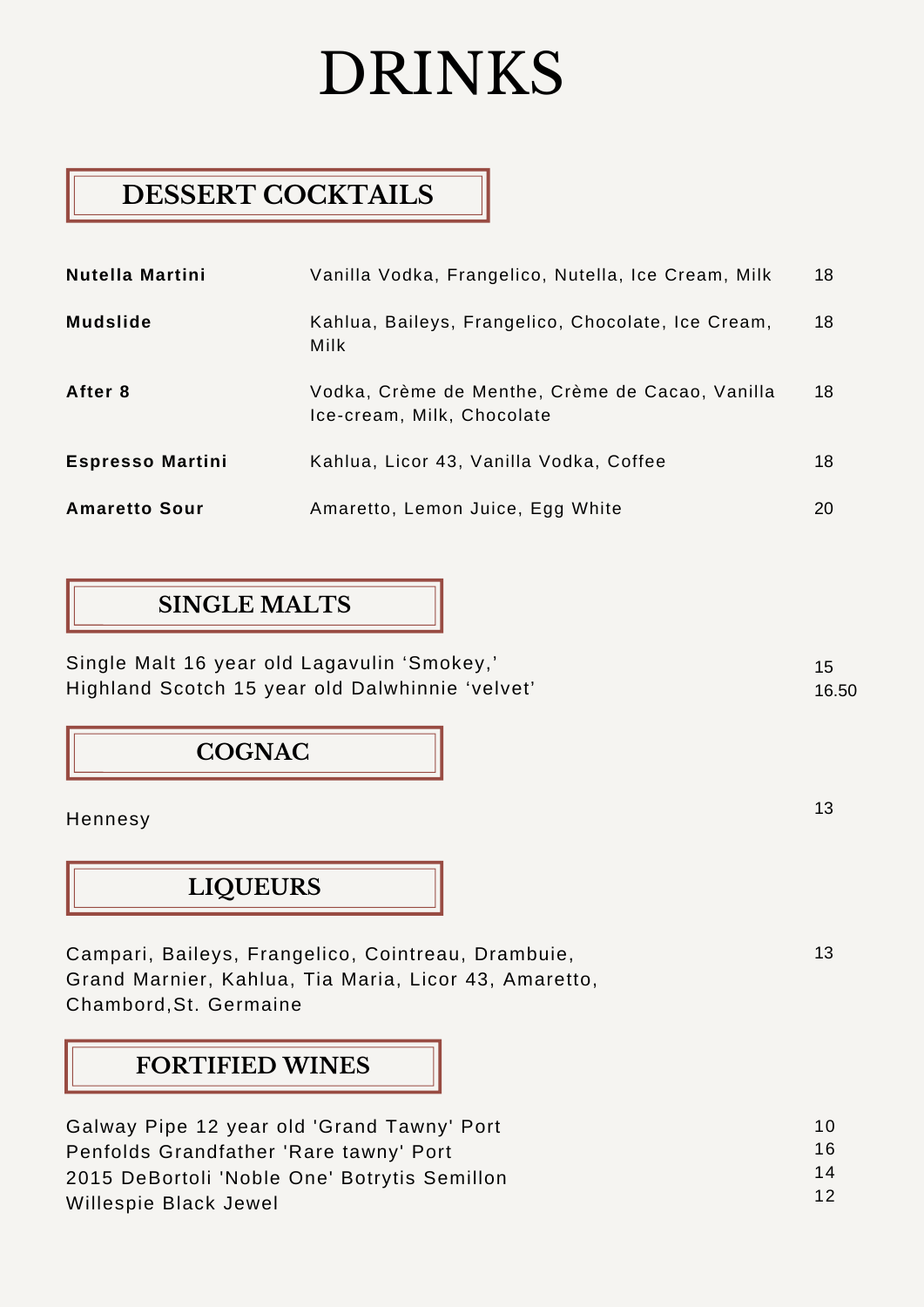# DRINKS

## DESSERT COCKTAILS

| | | |
|---|---|---|
| **Nutella Martini** | Vanilla Vodka, Frangelico, Nutella, Ice Cream, Milk | 18 |
| **Mudslide** | Kahlua, Baileys, Frangelico, Chocolate, Ice Cream, Milk | 18 |
| **After 8** | Vodka, Crème de Menthe, Crème de Cacao, Vanilla Ice-cream, Milk, Chocolate | 18 |
| **Espresso Martini** | Kahlua, Licor 43, Vanilla Vodka, Coffee | 18 |
| **Amaretto Sour** | Amaretto, Lemon Juice, Egg White | 20 |

## SINGLE MALTS

| | |
|---|---|
| Single Malt 16 year old Lagavulin 'Smokey,' | 15 |
| Highland Scotch 15 year old Dalwhinnie 'velvet' | 16.50 |

## COGNAC

| | |
|---|---|
| Hennesy | 13 |

## LIQUEURS

| | |
|---|---|
| Campari, Baileys, Frangelico, Cointreau, Drambuie, Grand Marnier, Kahlua, Tia Maria, Licor 43, Amaretto, Chambord,St. Germaine | 13 |

## FORTIFIED WINES

| | |
|---|---|
| Galway Pipe 12 year old 'Grand Tawny' Port | 10 |
| Penfolds Grandfather 'Rare tawny' Port | 16 |
| 2015 DeBortoli 'Noble One' Botrytis Semillon | 14 |
| Willespie Black Jewel | 12 |